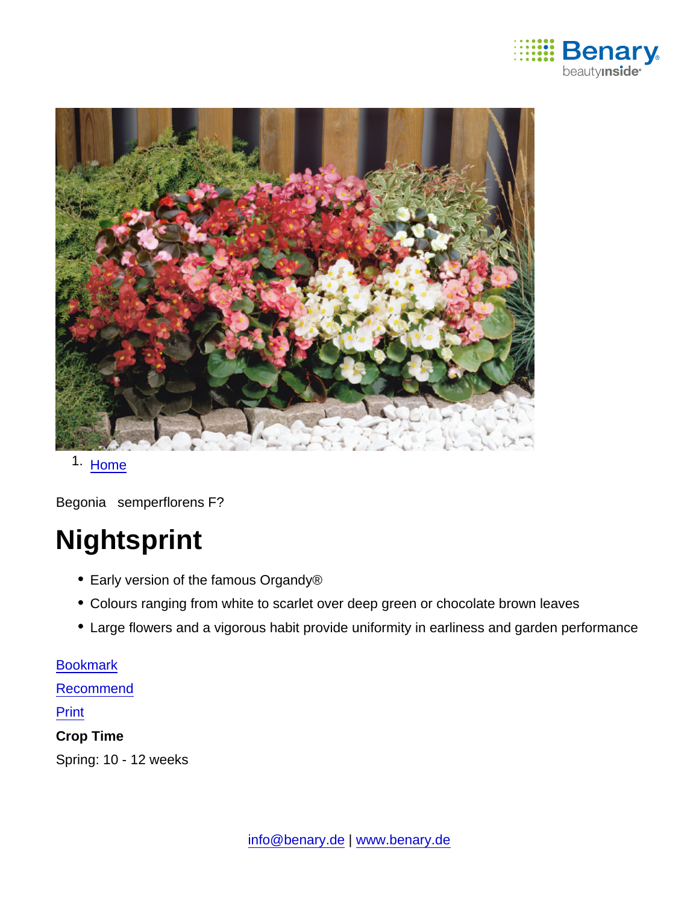1. Home

Begonia semperflorens F?

# Nightsprint

- Early version of the famous Organdy®
- Colours ranging from white to scarlet over deep green or chocolate brown leaves
- Large flowers and a vigorous habit provide uniformity in earliness and garden performance

Bookmark

Recommend

Print

**Crop Time**

Spring: 10 - 12 weeks

info@benary.de | www.benary.de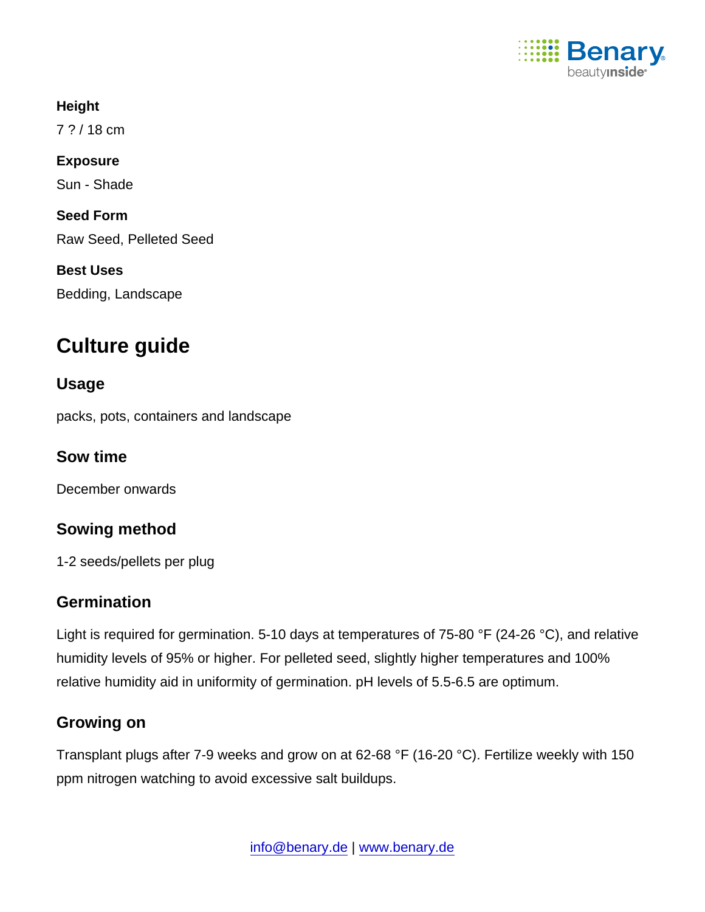**Height**

7 ? / 18 cm

**Exposure**

Sun - Shade

**Seed Form**

Raw Seed, Pelleted Seed

**Best Uses**

Bedding, Landscape

# Culture guide

## Usage

packs, pots, containers and landscape

## Sow time

December onwards

## Sowing method

1-2 seeds/pellets per plug

## Germination

Light is required for germination. 5-10 days at temperatures of 75-80 °F (24-26 °C), and relative humidity levels of 95% or higher. For pelleted seed, slightly higher temperatures and 100% relative humidity aid in uniformity of germination. pH levels of 5.5-6.5 are optimum.

## Growing on

Transplant plugs after 7-9 weeks and grow on at 62-68 °F (16-20 °C). Fertilize weekly with 150 ppm nitrogen watching to avoid excessive salt buildups.

info@benary.de | www.benary.de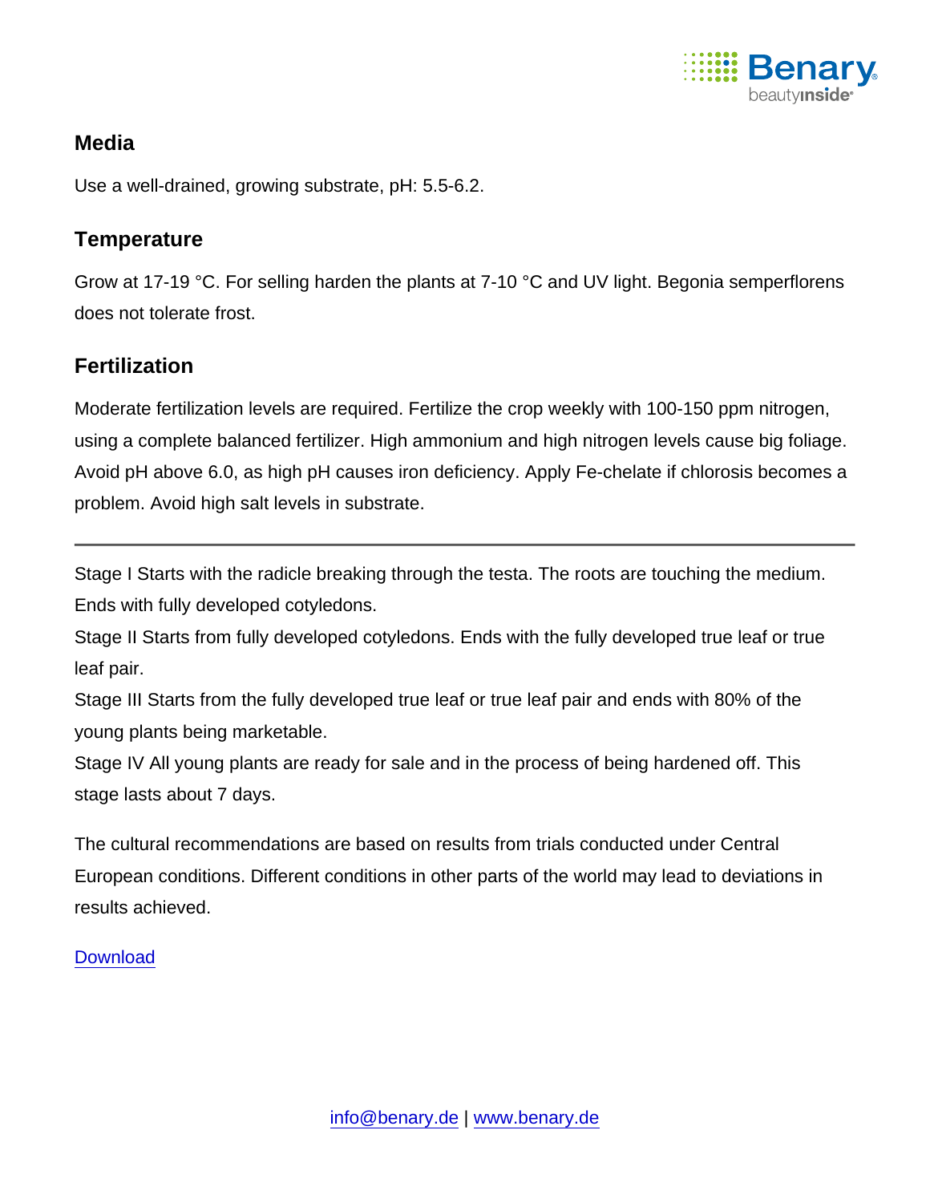## Media

Use a well-drained, growing substrate, pH: 5.5-6.2.

## Temperature

Grow at 17-19 °C. For selling harden the plants at 7-10 °C and UV light. Begonia semperflorens does not tolerate frost.

## Fertilization

Moderate fertilization levels are required. Fertilize the crop weekly with 100-150 ppm nitrogen, using a complete balanced fertilizer. High ammonium and high nitrogen levels cause big foliage. Avoid pH above 6.0, as high pH causes iron deficiency. Apply Fe-chelate if chlorosis becomes a problem. Avoid high salt levels in substrate.

---

Stage I Starts with the radicle breaking through the testa. The roots are touching the medium. Ends with fully developed cotyledons.
Stage II Starts from fully developed cotyledons. Ends with the fully developed true leaf or true leaf pair.
Stage III Starts from the fully developed true leaf or true leaf pair and ends with 80% of the young plants being marketable.
Stage IV All young plants are ready for sale and in the process of being hardened off. This stage lasts about 7 days.

The cultural recommendations are based on results from trials conducted under Central European conditions. Different conditions in other parts of the world may lead to deviations in results achieved.

Download

info@benary.de | www.benary.de